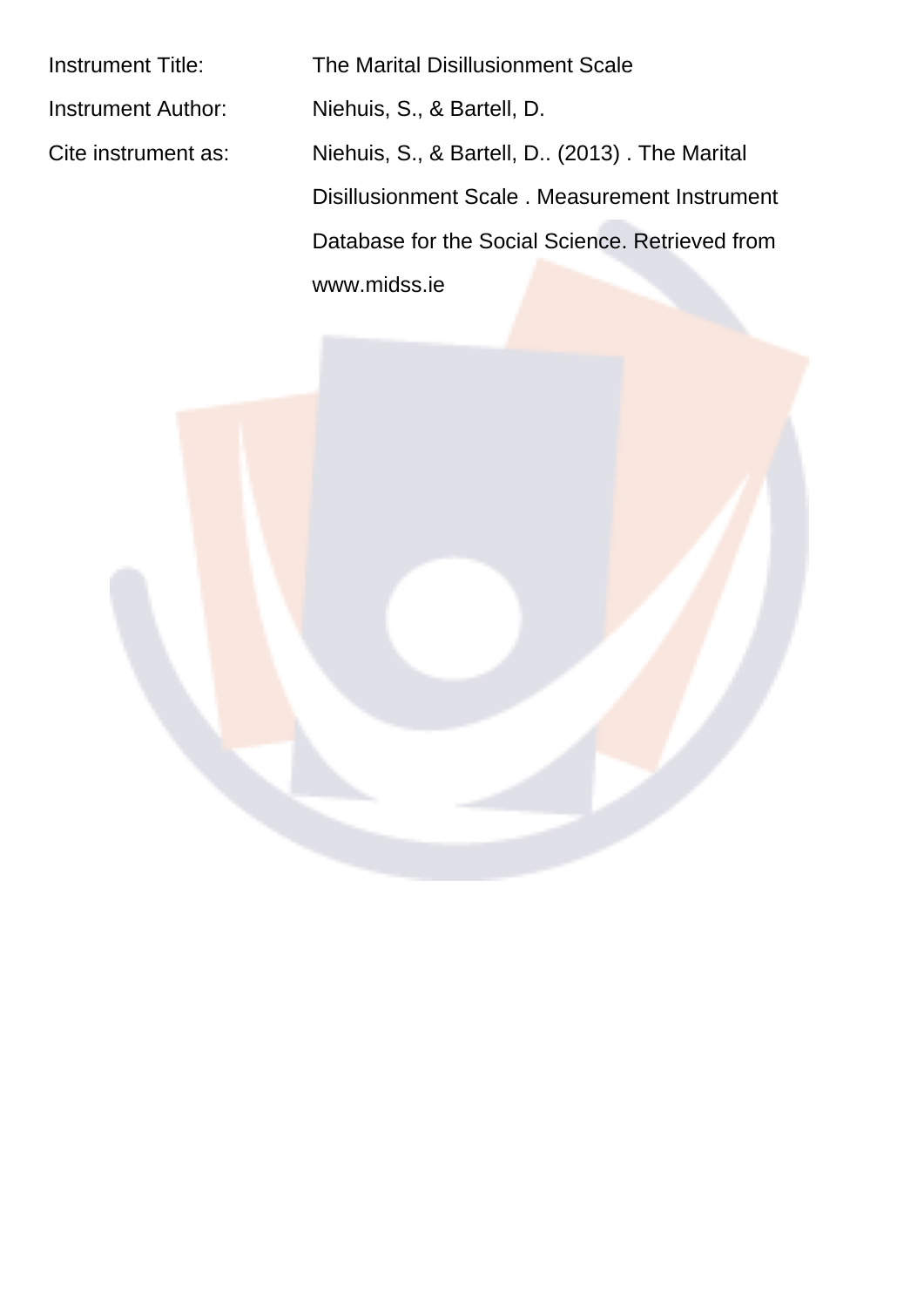| | |
|---|---|
| Instrument Title: | The Marital Disillusionment Scale |
| Instrument Author: | Niehuis, S., & Bartell, D. |
| Cite instrument as: | Niehuis, S., & Bartell, D.. (2013) . The Marital Disillusionment Scale . Measurement Instrument Database for the Social Science. Retrieved from www.midss.ie |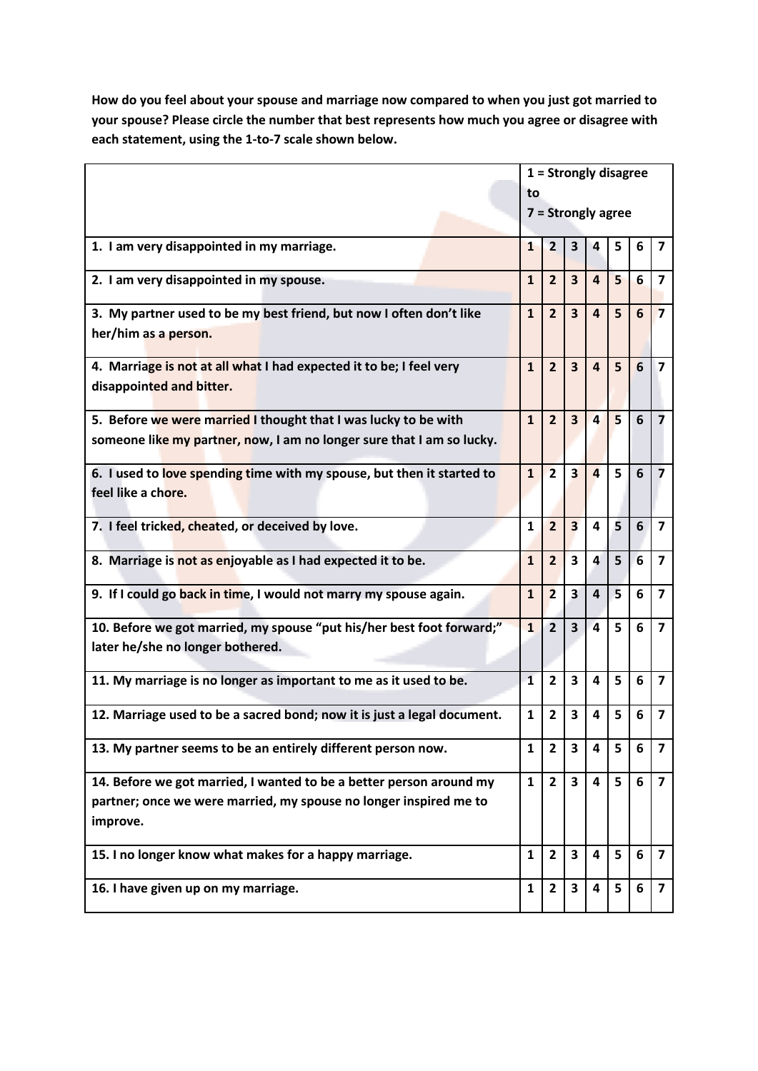**How do you feel about your spouse and marriage now compared to when you just got married to your spouse? Please circle the number that best represents how much you agree or disagree with each statement, using the 1-to-7 scale shown below.**

| | 1 = Strongly disagree to 7 = Strongly agree | | | | | | |
|---|---|---|---|---|---|---|---|
| **1. I am very disappointed in my marriage.** | 1 | 2 | 3 | 4 | 5 | 6 | 7 |
| **2. I am very disappointed in my spouse.** | 1 | 2 | 3 | 4 | 5 | 6 | 7 |
| **3. My partner used to be my best friend, but now I often don't like her/him as a person.** | 1 | 2 | 3 | 4 | 5 | 6 | 7 |
| **4. Marriage is not at all what I had expected it to be; I feel very disappointed and bitter.** | 1 | 2 | 3 | 4 | 5 | 6 | 7 |
| **5. Before we were married I thought that I was lucky to be with someone like my partner, now, I am no longer sure that I am so lucky.** | 1 | 2 | 3 | 4 | 5 | 6 | 7 |
| **6. I used to love spending time with my spouse, but then it started to feel like a chore.** | 1 | 2 | 3 | 4 | 5 | 6 | 7 |
| **7. I feel tricked, cheated, or deceived by love.** | 1 | 2 | 3 | 4 | 5 | 6 | 7 |
| **8. Marriage is not as enjoyable as I had expected it to be.** | 1 | 2 | 3 | 4 | 5 | 6 | 7 |
| **9. If I could go back in time, I would not marry my spouse again.** | 1 | 2 | 3 | 4 | 5 | 6 | 7 |
| **10. Before we got married, my spouse "put his/her best foot forward;" later he/she no longer bothered.** | 1 | 2 | 3 | 4 | 5 | 6 | 7 |
| **11. My marriage is no longer as important to me as it used to be.** | 1 | 2 | 3 | 4 | 5 | 6 | 7 |
| **12. Marriage used to be a sacred bond; now it is just a legal document.** | 1 | 2 | 3 | 4 | 5 | 6 | 7 |
| **13. My partner seems to be an entirely different person now.** | 1 | 2 | 3 | 4 | 5 | 6 | 7 |
| **14. Before we got married, I wanted to be a better person around my partner; once we were married, my spouse no longer inspired me to improve.** | 1 | 2 | 3 | 4 | 5 | 6 | 7 |
| **15. I no longer know what makes for a happy marriage.** | 1 | 2 | 3 | 4 | 5 | 6 | 7 |
| **16. I have given up on my marriage.** | 1 | 2 | 3 | 4 | 5 | 6 | 7 |